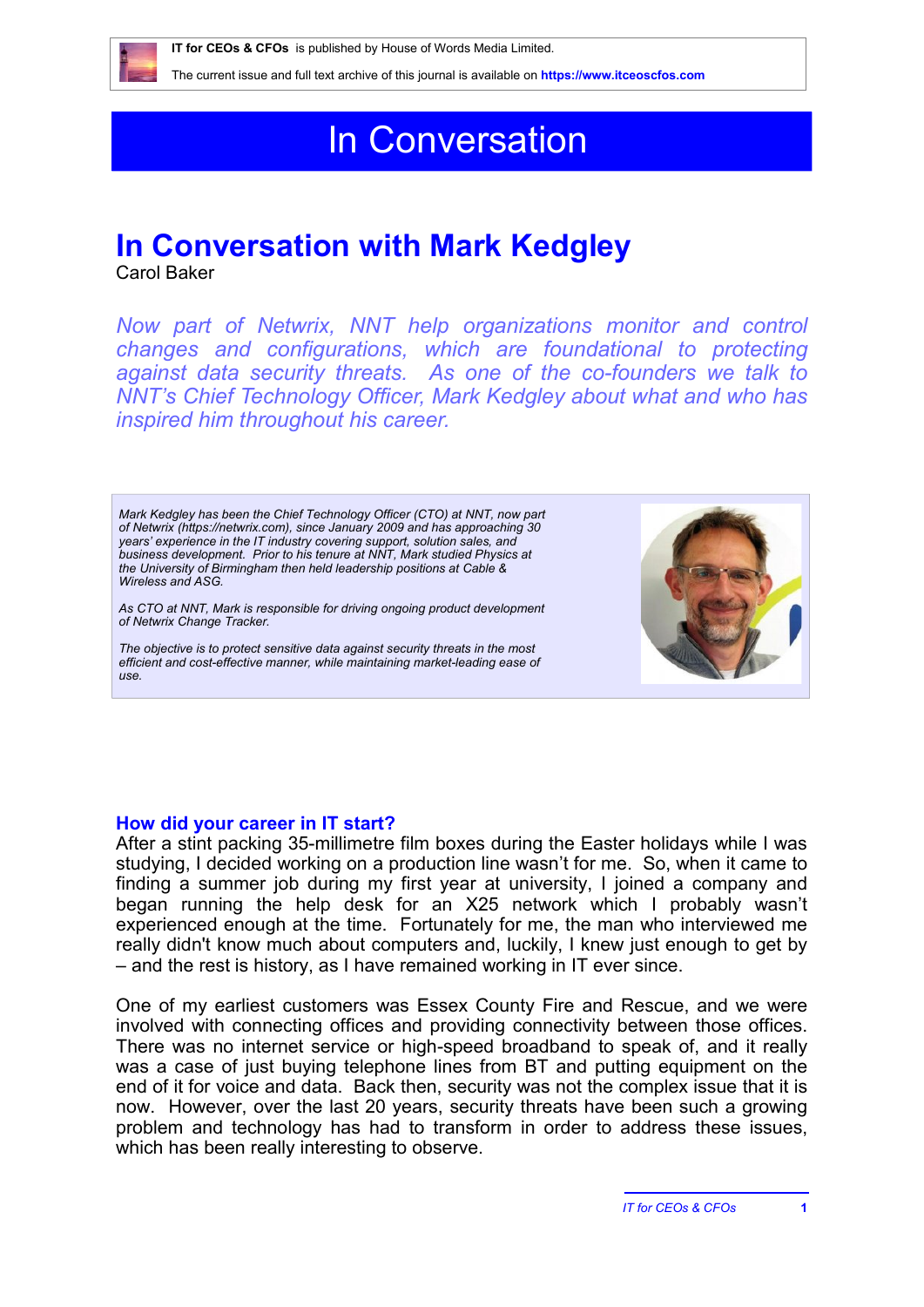# In Conversation

## In Conversation with Mark Kedgley

Carol Baker

*Now part of Netwrix, NNT help organizations monitor and control changes and configurations, which are foundational to protecting against data security threats. As one of the co-founders we talk to NNT's Chief Technology Officer, Mark Kedgley about what and who has inspired him throughout his career.*

*Mark Kedgley has been the Chief Technology Officer (CTO) at NNT, now part of Netwrix (https://netwrix.com), since January 2009 and has approaching 30 years' experience in the IT industry covering support, solution sales, and business development. Prior to his tenure at NNT, Mark studied Physics at the University of Birmingham then held leadership positions at Cable & Wireless and ASG.*

*As CTO at NNT, Mark is responsible for driving ongoing product development of Netwrix Change Tracker.*

*The objective is to protect sensitive data against security threats in the most efficient and cost-effective manner, while maintaining market-leading ease of use.*

### How did your career in IT start?

After a stint packing 35-millimetre film boxes during the Easter holidays while I was studying, I decided working on a production line wasn't for me. So, when it came to finding a summer job during my first year at university, I joined a company and began running the help desk for an X25 network which I probably wasn't experienced enough at the time. Fortunately for me, the man who interviewed me really didn't know much about computers and, luckily, I knew just enough to get by – and the rest is history, as I have remained working in IT ever since.

One of my earliest customers was Essex County Fire and Rescue, and we were involved with connecting offices and providing connectivity between those offices. There was no internet service or high-speed broadband to speak of, and it really was a case of just buying telephone lines from BT and putting equipment on the end of it for voice and data. Back then, security was not the complex issue that it is now. However, over the last 20 years, security threats have been such a growing problem and technology has had to transform in order to address these issues, which has been really interesting to observe.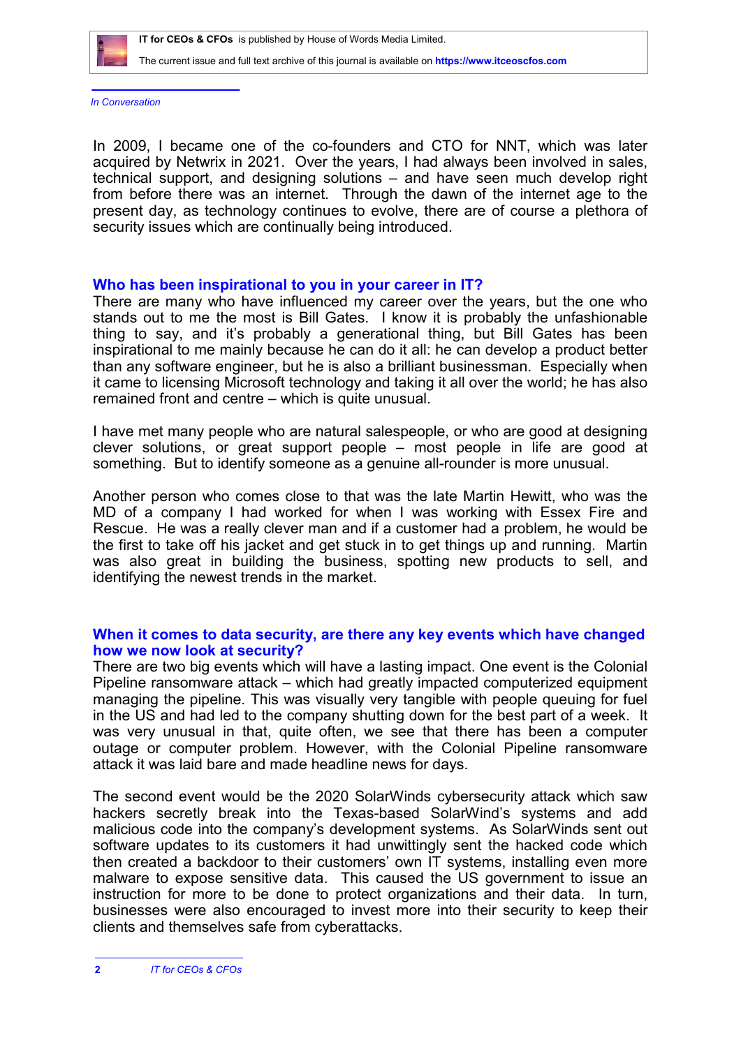In 2009, I became one of the co-founders and CTO for NNT, which was later acquired by Netwrix in 2021. Over the years, I had always been involved in sales, technical support, and designing solutions – and have seen much develop right from before there was an internet. Through the dawn of the internet age to the present day, as technology continues to evolve, there are of course a plethora of security issues which are continually being introduced.

## Who has been inspirational to you in your career in IT?

There are many who have influenced my career over the years, but the one who stands out to me the most is Bill Gates. I know it is probably the unfashionable thing to say, and it's probably a generational thing, but Bill Gates has been inspirational to me mainly because he can do it all: he can develop a product better than any software engineer, but he is also a brilliant businessman. Especially when it came to licensing Microsoft technology and taking it all over the world; he has also remained front and centre – which is quite unusual.

I have met many people who are natural salespeople, or who are good at designing clever solutions, or great support people – most people in life are good at something. But to identify someone as a genuine all-rounder is more unusual.

Another person who comes close to that was the late Martin Hewitt, who was the MD of a company I had worked for when I was working with Essex Fire and Rescue. He was a really clever man and if a customer had a problem, he would be the first to take off his jacket and get stuck in to get things up and running. Martin was also great in building the business, spotting new products to sell, and identifying the newest trends in the market.

## When it comes to data security, are there any key events which have changed how we now look at security?

There are two big events which will have a lasting impact. One event is the Colonial Pipeline ransomware attack – which had greatly impacted computerized equipment managing the pipeline. This was visually very tangible with people queuing for fuel in the US and had led to the company shutting down for the best part of a week. It was very unusual in that, quite often, we see that there has been a computer outage or computer problem. However, with the Colonial Pipeline ransomware attack it was laid bare and made headline news for days.

The second event would be the 2020 SolarWinds cybersecurity attack which saw hackers secretly break into the Texas-based SolarWind's systems and add malicious code into the company's development systems. As SolarWinds sent out software updates to its customers it had unwittingly sent the hacked code which then created a backdoor to their customers' own IT systems, installing even more malware to expose sensitive data. This caused the US government to issue an instruction for more to be done to protect organizations and their data. In turn, businesses were also encouraged to invest more into their security to keep their clients and themselves safe from cyberattacks.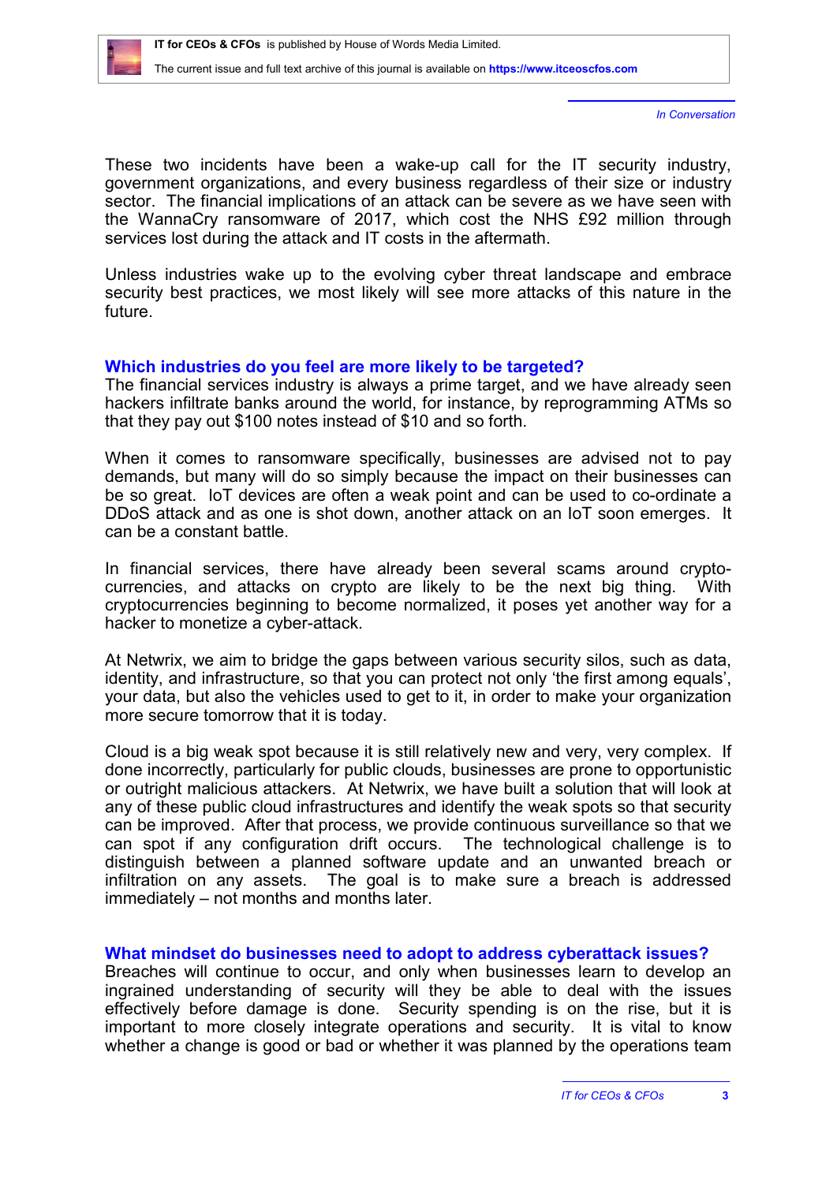These two incidents have been a wake-up call for the IT security industry, government organizations, and every business regardless of their size or industry sector. The financial implications of an attack can be severe as we have seen with the WannaCry ransomware of 2017, which cost the NHS £92 million through services lost during the attack and IT costs in the aftermath.

Unless industries wake up to the evolving cyber threat landscape and embrace security best practices, we most likely will see more attacks of this nature in the future.

## Which industries do you feel are more likely to be targeted?

The financial services industry is always a prime target, and we have already seen hackers infiltrate banks around the world, for instance, by reprogramming ATMs so that they pay out $100 notes instead of $10 and so forth.

When it comes to ransomware specifically, businesses are advised not to pay demands, but many will do so simply because the impact on their businesses can be so great. IoT devices are often a weak point and can be used to co-ordinate a DDoS attack and as one is shot down, another attack on an IoT soon emerges. It can be a constant battle.

In financial services, there have already been several scams around crypto-currencies, and attacks on crypto are likely to be the next big thing. With cryptocurrencies beginning to become normalized, it poses yet another way for a hacker to monetize a cyber-attack.

At Netwrix, we aim to bridge the gaps between various security silos, such as data, identity, and infrastructure, so that you can protect not only 'the first among equals', your data, but also the vehicles used to get to it, in order to make your organization more secure tomorrow that it is today.

Cloud is a big weak spot because it is still relatively new and very, very complex. If done incorrectly, particularly for public clouds, businesses are prone to opportunistic or outright malicious attackers. At Netwrix, we have built a solution that will look at any of these public cloud infrastructures and identify the weak spots so that security can be improved. After that process, we provide continuous surveillance so that we can spot if any configuration drift occurs. The technological challenge is to distinguish between a planned software update and an unwanted breach or infiltration on any assets. The goal is to make sure a breach is addressed immediately – not months and months later.

## What mindset do businesses need to adopt to address cyberattack issues?

Breaches will continue to occur, and only when businesses learn to develop an ingrained understanding of security will they be able to deal with the issues effectively before damage is done. Security spending is on the rise, but it is important to more closely integrate operations and security. It is vital to know whether a change is good or bad or whether it was planned by the operations team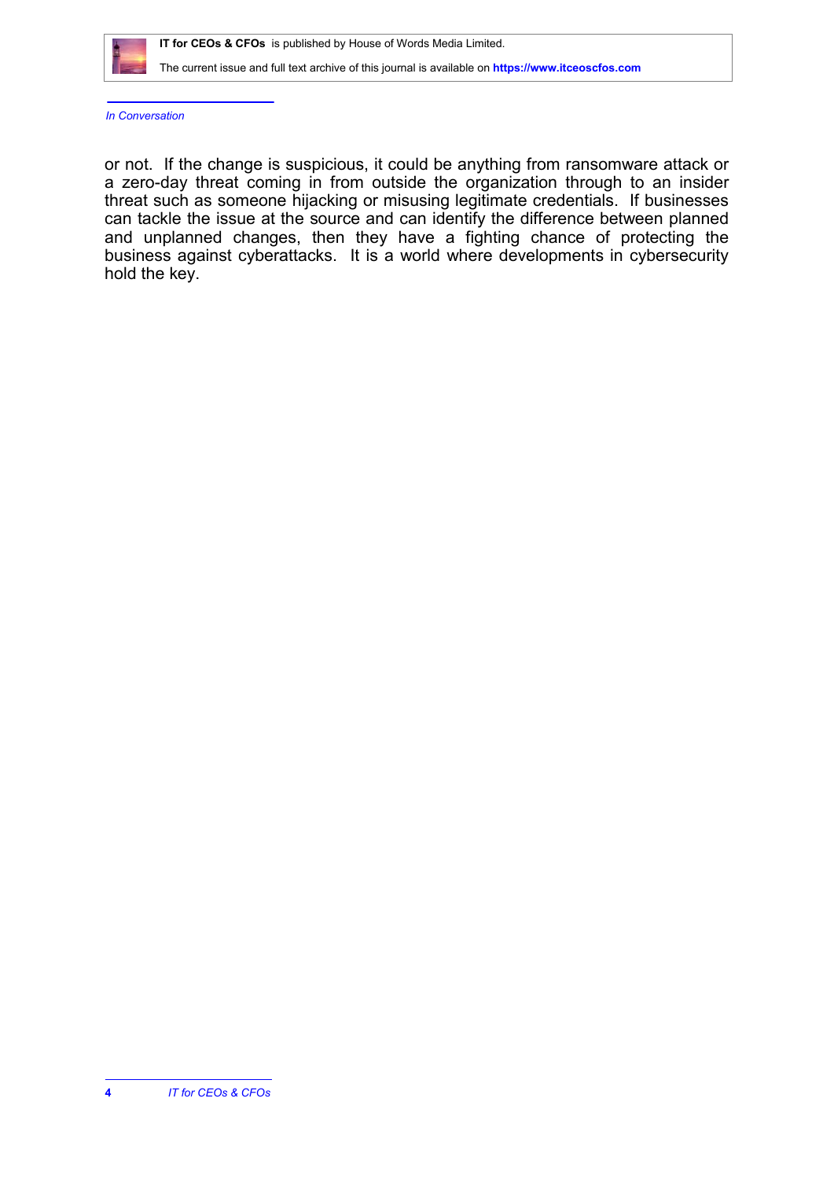or not. If the change is suspicious, it could be anything from ransomware attack or a zero-day threat coming in from outside the organization through to an insider threat such as someone hijacking or misusing legitimate credentials. If businesses can tackle the issue at the source and can identify the difference between planned and unplanned changes, then they have a fighting chance of protecting the business against cyberattacks. It is a world where developments in cybersecurity hold the key.